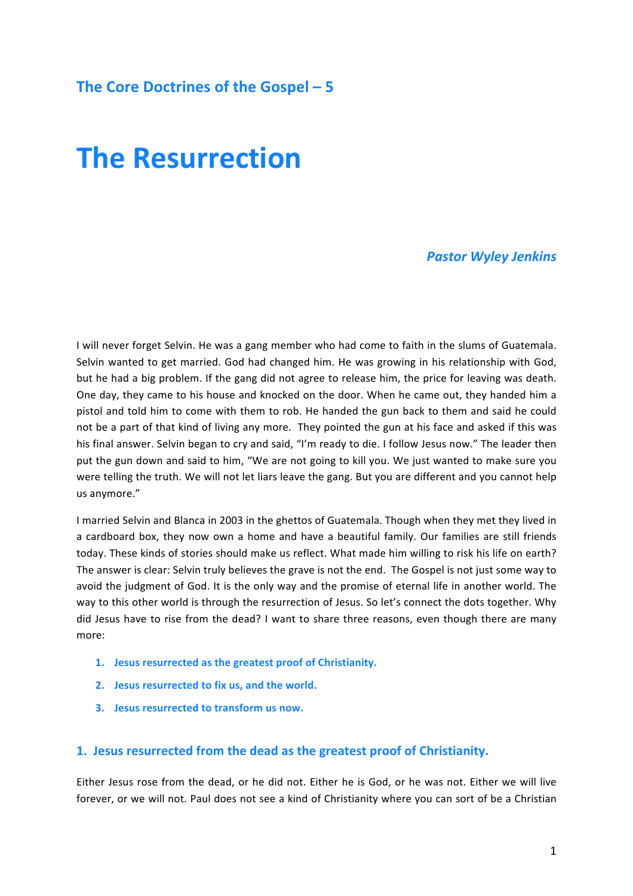## The Core Doctrines of the Gospel – 5

# The Resurrection

***Pastor Wyley Jenkins***

I will never forget Selvin. He was a gang member who had come to faith in the slums of Guatemala. Selvin wanted to get married. God had changed him. He was growing in his relationship with God, but he had a big problem. If the gang did not agree to release him, the price for leaving was death. One day, they came to his house and knocked on the door. When he came out, they handed him a pistol and told him to come with them to rob. He handed the gun back to them and said he could not be a part of that kind of living any more. They pointed the gun at his face and asked if this was his final answer. Selvin began to cry and said, "I'm ready to die. I follow Jesus now." The leader then put the gun down and said to him, "We are not going to kill you. We just wanted to make sure you were telling the truth. We will not let liars leave the gang. But you are different and you cannot help us anymore."

I married Selvin and Blanca in 2003 in the ghettos of Guatemala. Though when they met they lived in a cardboard box, they now own a home and have a beautiful family. Our families are still friends today. These kinds of stories should make us reflect. What made him willing to risk his life on earth? The answer is clear: Selvin truly believes the grave is not the end. The Gospel is not just some way to avoid the judgment of God. It is the only way and the promise of eternal life in another world. The way to this other world is through the resurrection of Jesus. So let's connect the dots together. Why did Jesus have to rise from the dead? I want to share three reasons, even though there are many more:

1. **Jesus resurrected as the greatest proof of Christianity.**
2. **Jesus resurrected to fix us, and the world.**
3. **Jesus resurrected to transform us now.**

### 1. Jesus resurrected from the dead as the greatest proof of Christianity.

Either Jesus rose from the dead, or he did not. Either he is God, or he was not. Either we will live forever, or we will not. Paul does not see a kind of Christianity where you can sort of be a Christian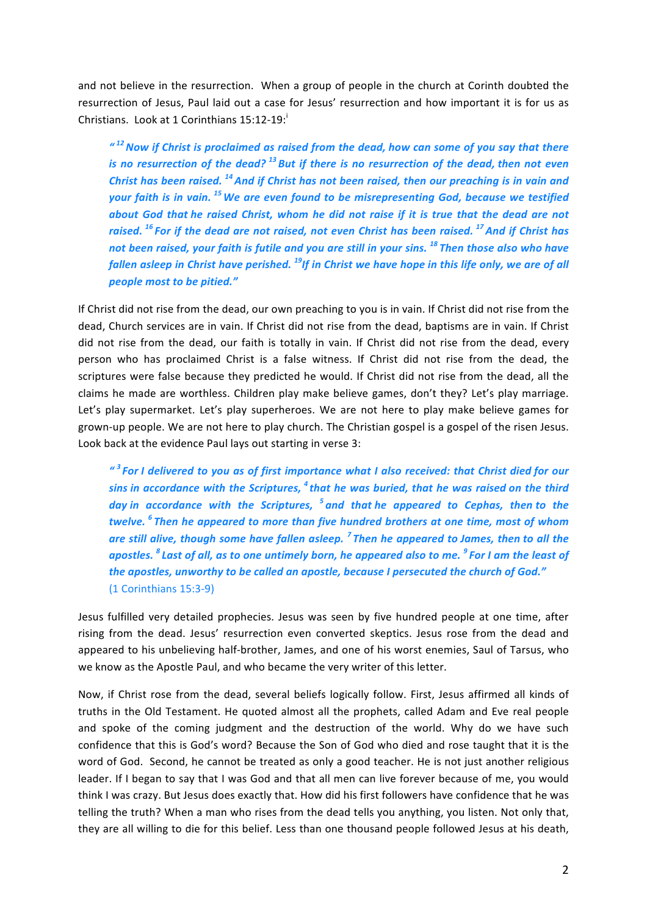and not believe in the resurrection. When a group of people in the church at Corinth doubted the resurrection of Jesus, Paul laid out a case for Jesus' resurrection and how important it is for us as Christians. Look at 1 Corinthians 15:12-19:[i]

> ***"[12] Now if Christ is proclaimed as raised from the dead, how can some of you say that there is no resurrection of the dead? [13] But if there is no resurrection of the dead, then not even Christ has been raised. [14] And if Christ has not been raised, then our preaching is in vain and your faith is in vain. [15] We are even found to be misrepresenting God, because we testified about God that he raised Christ, whom he did not raise if it is true that the dead are not raised. [16] For if the dead are not raised, not even Christ has been raised. [17] And if Christ has not been raised, your faith is futile and you are still in your sins. [18] Then those also who have fallen asleep in Christ have perished. [19] If in Christ we have hope in this life only, we are of all people most to be pitied."***

If Christ did not rise from the dead, our own preaching to you is in vain. If Christ did not rise from the dead, Church services are in vain. If Christ did not rise from the dead, baptisms are in vain. If Christ did not rise from the dead, our faith is totally in vain. If Christ did not rise from the dead, every person who has proclaimed Christ is a false witness. If Christ did not rise from the dead, the scriptures were false because they predicted he would. If Christ did not rise from the dead, all the claims he made are worthless. Children play make believe games, don't they? Let's play marriage. Let's play supermarket. Let's play superheroes. We are not here to play make believe games for grown-up people. We are not here to play church. The Christian gospel is a gospel of the risen Jesus. Look back at the evidence Paul lays out starting in verse 3:

> ***"[3] For I delivered to you as of first importance what I also received: that Christ died for our sins in accordance with the Scriptures, [4] that he was buried, that he was raised on the third day in accordance with the Scriptures, [5] and that he appeared to Cephas, then to the twelve. [6] Then he appeared to more than five hundred brothers at one time, most of whom are still alive, though some have fallen asleep. [7] Then he appeared to James, then to all the apostles. [8] Last of all, as to one untimely born, he appeared also to me. [9] For I am the least of the apostles, unworthy to be called an apostle, because I persecuted the church of God."***
> (1 Corinthians 15:3-9)

Jesus fulfilled very detailed prophecies. Jesus was seen by five hundred people at one time, after rising from the dead. Jesus' resurrection even converted skeptics. Jesus rose from the dead and appeared to his unbelieving half-brother, James, and one of his worst enemies, Saul of Tarsus, who we know as the Apostle Paul, and who became the very writer of this letter.

Now, if Christ rose from the dead, several beliefs logically follow. First, Jesus affirmed all kinds of truths in the Old Testament. He quoted almost all the prophets, called Adam and Eve real people and spoke of the coming judgment and the destruction of the world. Why do we have such confidence that this is God's word? Because the Son of God who died and rose taught that it is the word of God. Second, he cannot be treated as only a good teacher. He is not just another religious leader. If I began to say that I was God and that all men can live forever because of me, you would think I was crazy. But Jesus does exactly that. How did his first followers have confidence that he was telling the truth? When a man who rises from the dead tells you anything, you listen. Not only that, they are all willing to die for this belief. Less than one thousand people followed Jesus at his death,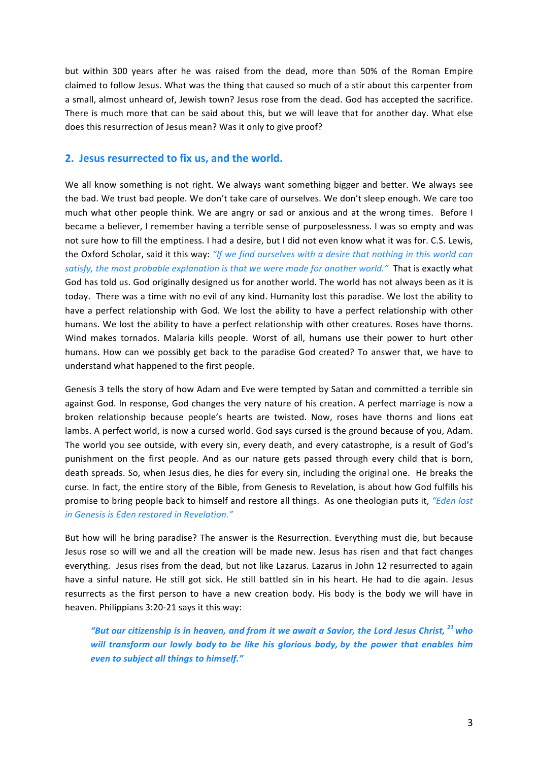but within 300 years after he was raised from the dead, more than 50% of the Roman Empire claimed to follow Jesus. What was the thing that caused so much of a stir about this carpenter from a small, almost unheard of, Jewish town? Jesus rose from the dead. God has accepted the sacrifice. There is much more that can be said about this, but we will leave that for another day. What else does this resurrection of Jesus mean? Was it only to give proof?

## 2. Jesus resurrected to fix us, and the world.

We all know something is not right. We always want something bigger and better. We always see the bad. We trust bad people. We don't take care of ourselves. We don't sleep enough. We care too much what other people think. We are angry or sad or anxious and at the wrong times. Before I became a believer, I remember having a terrible sense of purposelessness. I was so empty and was not sure how to fill the emptiness. I had a desire, but I did not even know what it was for. C.S. Lewis, the Oxford Scholar, said it this way: *"If we find ourselves with a desire that nothing in this world can satisfy, the most probable explanation is that we were made for another world."* That is exactly what God has told us. God originally designed us for another world. The world has not always been as it is today. There was a time with no evil of any kind. Humanity lost this paradise. We lost the ability to have a perfect relationship with God. We lost the ability to have a perfect relationship with other humans. We lost the ability to have a perfect relationship with other creatures. Roses have thorns. Wind makes tornados. Malaria kills people. Worst of all, humans use their power to hurt other humans. How can we possibly get back to the paradise God created? To answer that, we have to understand what happened to the first people.

Genesis 3 tells the story of how Adam and Eve were tempted by Satan and committed a terrible sin against God. In response, God changes the very nature of his creation. A perfect marriage is now a broken relationship because people's hearts are twisted. Now, roses have thorns and lions eat lambs. A perfect world, is now a cursed world. God says cursed is the ground because of you, Adam. The world you see outside, with every sin, every death, and every catastrophe, is a result of God's punishment on the first people. And as our nature gets passed through every child that is born, death spreads. So, when Jesus dies, he dies for every sin, including the original one. He breaks the curse. In fact, the entire story of the Bible, from Genesis to Revelation, is about how God fulfills his promise to bring people back to himself and restore all things. As one theologian puts it, *"Eden lost in Genesis is Eden restored in Revelation."*

But how will he bring paradise? The answer is the Resurrection. Everything must die, but because Jesus rose so will we and all the creation will be made new. Jesus has risen and that fact changes everything. Jesus rises from the dead, but not like Lazarus. Lazarus in John 12 resurrected to again have a sinful nature. He still got sick. He still battled sin in his heart. He had to die again. Jesus resurrects as the first person to have a new creation body. His body is the body we will have in heaven. Philippians 3:20-21 says it this way:

> ***"But our citizenship is in heaven, and from it we await a Savior, the Lord Jesus Christ, [21] who will transform our lowly body to be like his glorious body, by the power that enables him even to subject all things to himself."***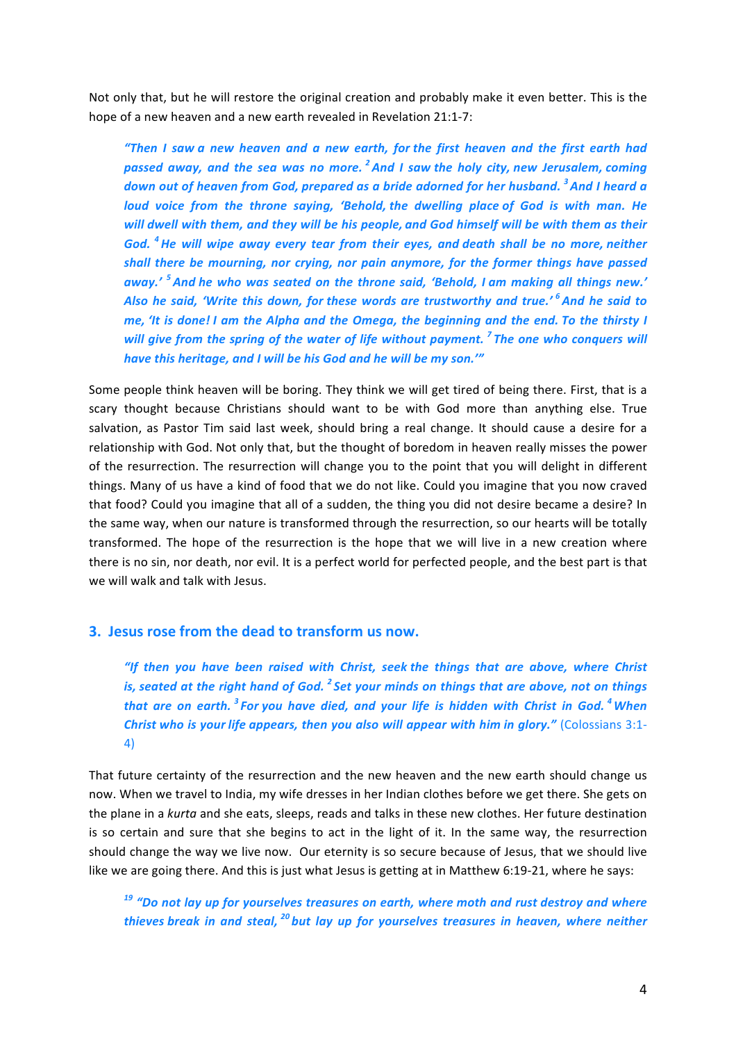Not only that, but he will restore the original creation and probably make it even better. This is the hope of a new heaven and a new earth revealed in Revelation 21:1-7:

> ***"Then I saw a new heaven and a new earth, for the first heaven and the first earth had passed away, and the sea was no more. [2] And I saw the holy city, new Jerusalem, coming down out of heaven from God, prepared as a bride adorned for her husband. [3] And I heard a loud voice from the throne saying, 'Behold, the dwelling place of God is with man. He will dwell with them, and they will be his people, and God himself will be with them as their God. [4] He will wipe away every tear from their eyes, and death shall be no more, neither shall there be mourning, nor crying, nor pain anymore, for the former things have passed away.' [5] And he who was seated on the throne said, 'Behold, I am making all things new.' Also he said, 'Write this down, for these words are trustworthy and true.' [6] And he said to me, 'It is done! I am the Alpha and the Omega, the beginning and the end. To the thirsty I will give from the spring of the water of life without payment. [7] The one who conquers will have this heritage, and I will be his God and he will be my son.'"***

Some people think heaven will be boring. They think we will get tired of being there. First, that is a scary thought because Christians should want to be with God more than anything else. True salvation, as Pastor Tim said last week, should bring a real change. It should cause a desire for a relationship with God. Not only that, but the thought of boredom in heaven really misses the power of the resurrection. The resurrection will change you to the point that you will delight in different things. Many of us have a kind of food that we do not like. Could you imagine that you now craved that food? Could you imagine that all of a sudden, the thing you did not desire became a desire? In the same way, when our nature is transformed through the resurrection, so our hearts will be totally transformed. The hope of the resurrection is the hope that we will live in a new creation where there is no sin, nor death, nor evil. It is a perfect world for perfected people, and the best part is that we will walk and talk with Jesus.

## 3. Jesus rose from the dead to transform us now.

> ***"If then you have been raised with Christ, seek the things that are above, where Christ is, seated at the right hand of God. [2] Set your minds on things that are above, not on things that are on earth. [3] For you have died, and your life is hidden with Christ in God. [4] When Christ who is your life appears, then you also will appear with him in glory."*** (Colossians 3:1-4)

That future certainty of the resurrection and the new heaven and the new earth should change us now. When we travel to India, my wife dresses in her Indian clothes before we get there. She gets on the plane in a *kurta* and she eats, sleeps, reads and talks in these new clothes. Her future destination is so certain and sure that she begins to act in the light of it. In the same way, the resurrection should change the way we live now. Our eternity is so secure because of Jesus, that we should live like we are going there. And this is just what Jesus is getting at in Matthew 6:19-21, where he says:

> ***[19] "Do not lay up for yourselves treasures on earth, where moth and rust destroy and where thieves break in and steal, [20] but lay up for yourselves treasures in heaven, where neither***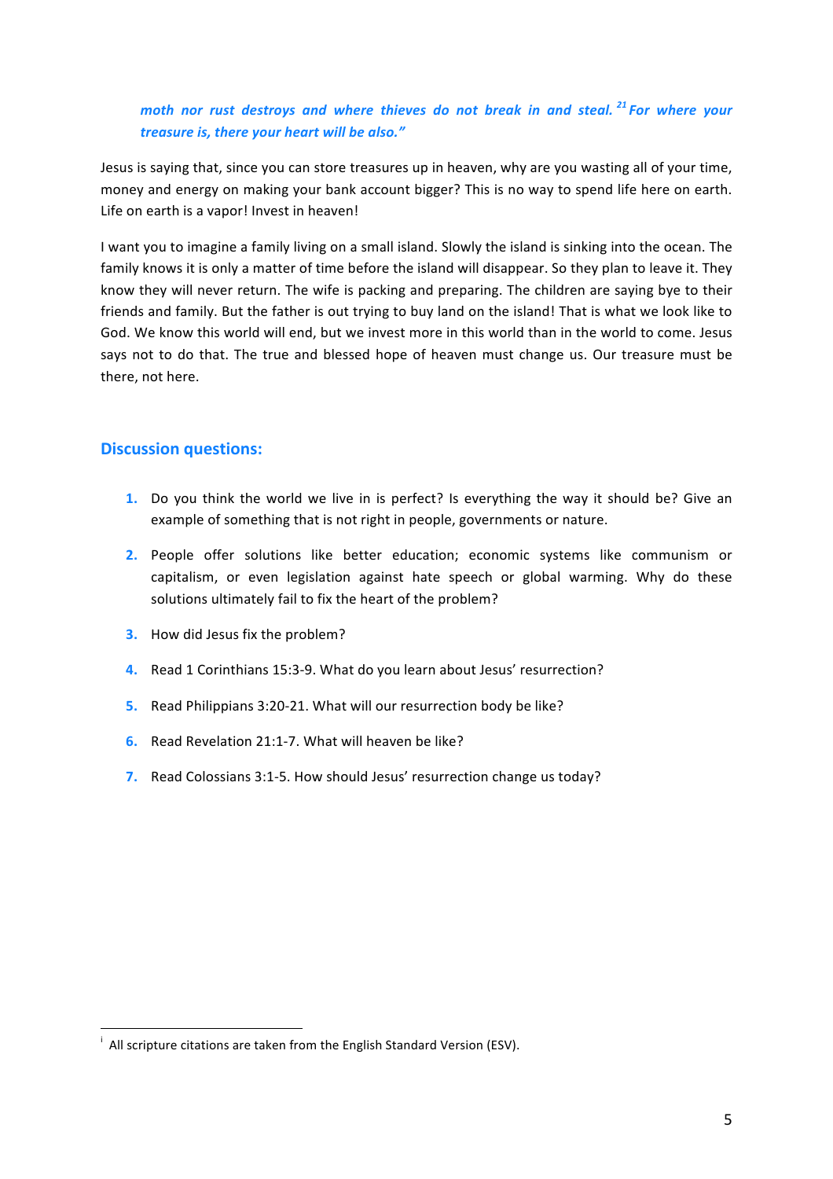> ***moth nor rust destroys and where thieves do not break in and steal. [21] For where your treasure is, there your heart will be also."***

Jesus is saying that, since you can store treasures up in heaven, why are you wasting all of your time, money and energy on making your bank account bigger? This is no way to spend life here on earth. Life on earth is a vapor! Invest in heaven!

I want you to imagine a family living on a small island. Slowly the island is sinking into the ocean. The family knows it is only a matter of time before the island will disappear. So they plan to leave it. They know they will never return. The wife is packing and preparing. The children are saying bye to their friends and family. But the father is out trying to buy land on the island! That is what we look like to God. We know this world will end, but we invest more in this world than in the world to come. Jesus says not to do that. The true and blessed hope of heaven must change us. Our treasure must be there, not here.

## Discussion questions:

1. Do you think the world we live in is perfect? Is everything the way it should be? Give an example of something that is not right in people, governments or nature.
2. People offer solutions like better education; economic systems like communism or capitalism, or even legislation against hate speech or global warming. Why do these solutions ultimately fail to fix the heart of the problem?
3. How did Jesus fix the problem?
4. Read 1 Corinthians 15:3-9. What do you learn about Jesus' resurrection?
5. Read Philippians 3:20-21. What will our resurrection body be like?
6. Read Revelation 21:1-7. What will heaven be like?
7. Read Colossians 3:1-5. How should Jesus' resurrection change us today?

---

[i] All scripture citations are taken from the English Standard Version (ESV).